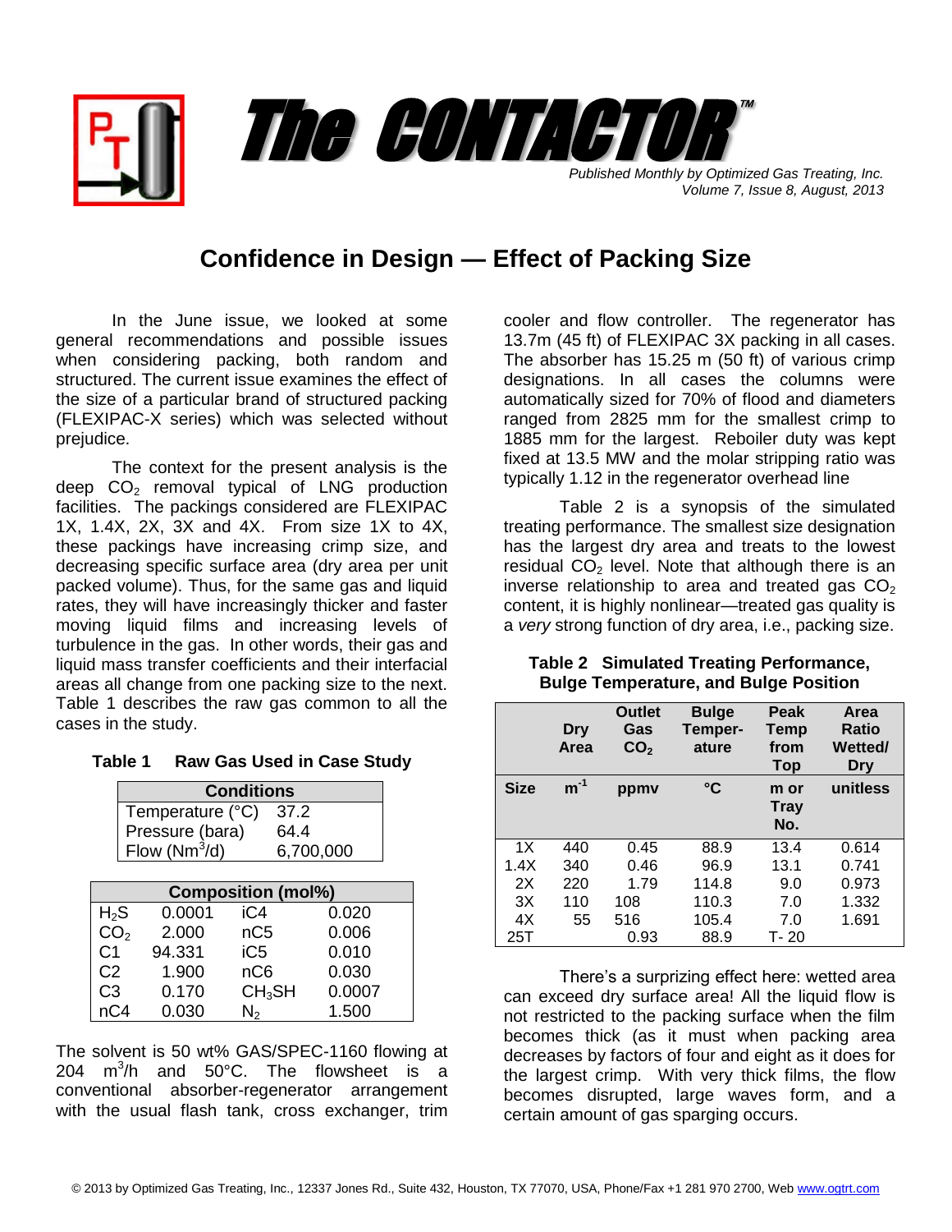# The CONTACTOR™

*Published Monthly by Optimized Gas Treating, Inc.*
*Volume 7, Issue 8, August, 2013*

## Confidence in Design — Effect of Packing Size

In the June issue, we looked at some general recommendations and possible issues when considering packing, both random and structured. The current issue examines the effect of the size of a particular brand of structured packing (FLEXIPAC-X series) which was selected without prejudice.

The context for the present analysis is the deep $CO_2$ removal typical of LNG production facilities. The packings considered are FLEXIPAC 1X, 1.4X, 2X, 3X and 4X. From size 1X to 4X, these packings have increasing crimp size, and decreasing specific surface area (dry area per unit packed volume). Thus, for the same gas and liquid rates, they will have increasingly thicker and faster moving liquid films and increasing levels of turbulence in the gas. In other words, their gas and liquid mass transfer coefficients and their interfacial areas all change from one packing size to the next. Table 1 describes the raw gas common to all the cases in the study.

**Table 1 Raw Gas Used in Case Study**

| Conditions | |
|---|---|
| Temperature (°C) | 37.2 |
| Pressure (bara) | 64.4 |
| Flow (Nm$^3$/d) | 6,700,000 |

| Composition (mol%) | | | |
|---|---|---|---|
| $H_2S$ | 0.0001 | iC4 | 0.020 |
| $CO_2$ | 2.000 | nC5 | 0.006 |
| C1 | 94.331 | iC5 | 0.010 |
| C2 | 1.900 | nC6 | 0.030 |
| C3 | 0.170 | $CH_3SH$ | 0.0007 |
| nC4 | 0.030 | $N_2$ | 1.500 |

The solvent is 50 wt% GAS/SPEC-1160 flowing at 204 m$^3$/h and 50°C. The flowsheet is a conventional absorber-regenerator arrangement with the usual flash tank, cross exchanger, trim cooler and flow controller. The regenerator has 13.7m (45 ft) of FLEXIPAC 3X packing in all cases. The absorber has 15.25 m (50 ft) of various crimp designations. In all cases the columns were automatically sized for 70% of flood and diameters ranged from 2825 mm for the smallest crimp to 1885 mm for the largest. Reboiler duty was kept fixed at 13.5 MW and the molar stripping ratio was typically 1.12 in the regenerator overhead line

Table 2 is a synopsis of the simulated treating performance. The smallest size designation has the largest dry area and treats to the lowest residual $CO_2$ level. Note that although there is an inverse relationship to area and treated gas $CO_2$ content, it is highly nonlinear—treated gas quality is a *very* strong function of dry area, i.e., packing size.

**Table 2 Simulated Treating Performance, Bulge Temperature, and Bulge Position**

| | Dry Area | Outlet Gas $CO_2$ | Bulge Temperature | Peak Temp from Top | Area Ratio Wetted/Dry |
|---|---|---|---|---|---|
| **Size** | **m$^{-1}$** | **ppmv** | **°C** | **m or Tray No.** | **unitless** |
| 1X | 440 | 0.45 | 88.9 | 13.4 | 0.614 |
| 1.4X | 340 | 0.46 | 96.9 | 13.1 | 0.741 |
| 2X | 220 | 1.79 | 114.8 | 9.0 | 0.973 |
| 3X | 110 | 108 | 110.3 | 7.0 | 1.332 |
| 4X | 55 | 516 | 105.4 | 7.0 | 1.691 |
| 25T | | 0.93 | 88.9 | T- 20 | |

There's a surprizing effect here: wetted area can exceed dry surface area! All the liquid flow is not restricted to the packing surface when the film becomes thick (as it must when packing area decreases by factors of four and eight as it does for the largest crimp. With very thick films, the flow becomes disrupted, large waves form, and a certain amount of gas sparging occurs.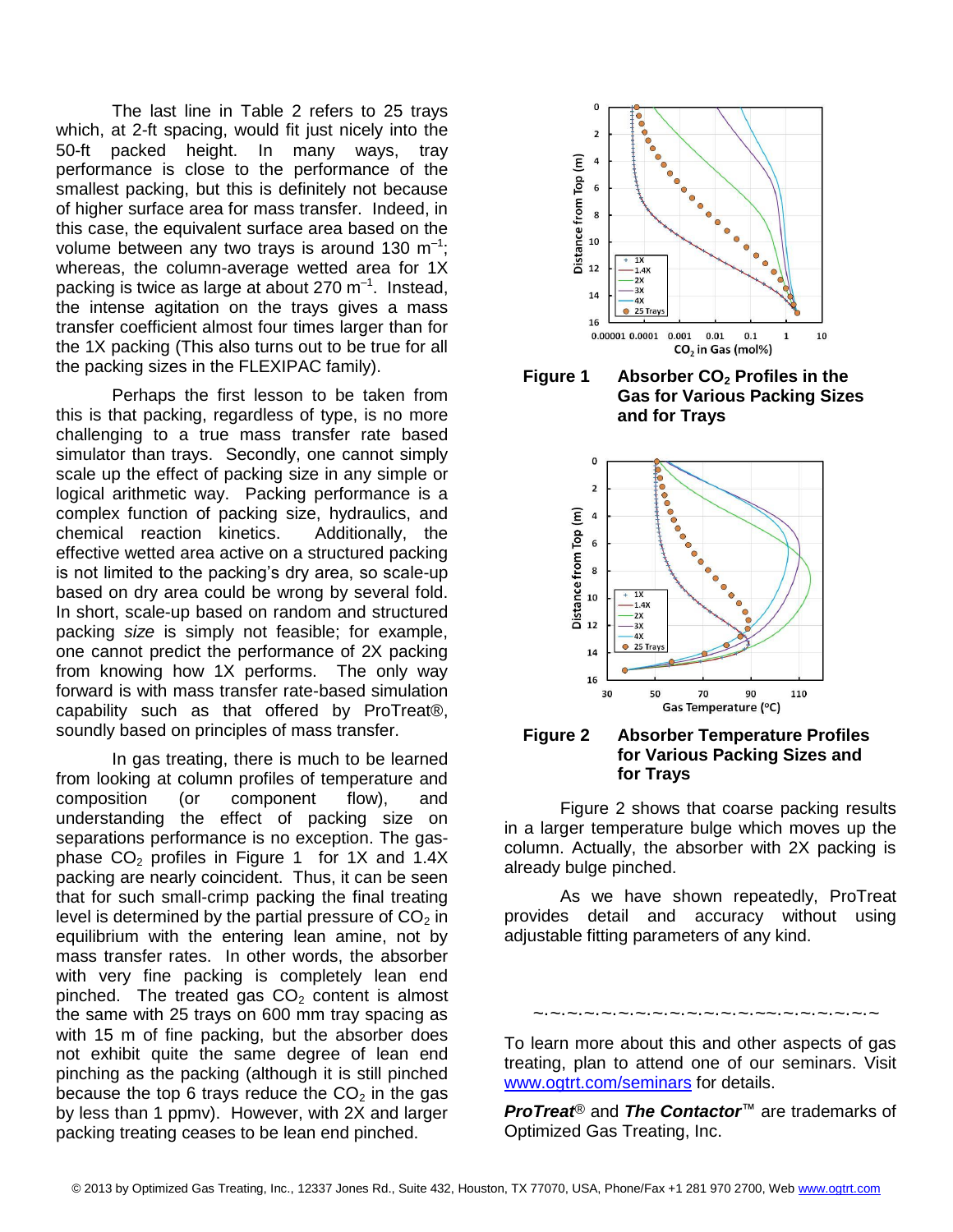The last line in Table 2 refers to 25 trays which, at 2-ft spacing, would fit just nicely into the 50-ft packed height. In many ways, tray performance is close to the performance of the smallest packing, but this is definitely not because of higher surface area for mass transfer. Indeed, in this case, the equivalent surface area based on the volume between any two trays is around 130 $m^{-1}$; whereas, the column-average wetted area for 1X packing is twice as large at about 270 $m^{-1}$. Instead, the intense agitation on the trays gives a mass transfer coefficient almost four times larger than for the 1X packing (This also turns out to be true for all the packing sizes in the FLEXIPAC family).

Perhaps the first lesson to be taken from this is that packing, regardless of type, is no more challenging to a true mass transfer rate based simulator than trays. Secondly, one cannot simply scale up the effect of packing size in any simple or logical arithmetic way. Packing performance is a complex function of packing size, hydraulics, and chemical reaction kinetics. Additionally, the effective wetted area active on a structured packing is not limited to the packing's dry area, so scale-up based on dry area could be wrong by several fold. In short, scale-up based on random and structured packing *size* is simply not feasible; for example, one cannot predict the performance of 2X packing from knowing how 1X performs. The only way forward is with mass transfer rate-based simulation capability such as that offered by ProTreat®, soundly based on principles of mass transfer.

In gas treating, there is much to be learned from looking at column profiles of temperature and composition (or component flow), and understanding the effect of packing size on separations performance is no exception. The gas-phase $CO_2$ profiles in Figure 1 for 1X and 1.4X packing are nearly coincident. Thus, it can be seen that for such small-crimp packing the final treating level is determined by the partial pressure of $CO_2$ in equilibrium with the entering lean amine, not by mass transfer rates. In other words, the absorber with very fine packing is completely lean end pinched. The treated gas $CO_2$ content is almost the same with 25 trays on 600 mm tray spacing as with 15 m of fine packing, but the absorber does not exhibit quite the same degree of lean end pinching as the packing (although it is still pinched because the top 6 trays reduce the $CO_2$ in the gas by less than 1 ppmv). However, with 2X and larger packing treating ceases to be lean end pinched.

Distance from Top (m)
0
2
4
6
8
10
12
14
16
0.00001 0.0001 0.001 0.01 0.1 1 10
$CO_2$ in Gas (mol%)
1X
1.4X
2X
3X
4X
25 Trays

**Figure 1** **Absorber $CO_2$ Profiles in the Gas for Various Packing Sizes and for Trays**

Distance from Top (m)
0
2
4
6
8
10
12
14
16
30 50 70 90 110
Gas Temperature (ºC)
1X
1.4X
2X
3X
4X
25 Trays

**Figure 2** **Absorber Temperature Profiles for Various Packing Sizes and for Trays**

Figure 2 shows that coarse packing results in a larger temperature bulge which moves up the column. Actually, the absorber with 2X packing is already bulge pinched.

As we have shown repeatedly, ProTreat provides detail and accuracy without using adjustable fitting parameters of any kind.

~.~.~.~.~.~.~.~.~.~.~.~.~.~.~~.~.~.~.~.~.~

To learn more about this and other aspects of gas treating, plan to attend one of our seminars. Visit [www.ogtrt.com/seminars](www.ogtrt.com/seminars) for details.

***ProTreat***® and ***The Contactor***™ are trademarks of Optimized Gas Treating, Inc.

© 2013 by Optimized Gas Treating, Inc., 12337 Jones Rd., Suite 432, Houston, TX 77070, USA, Phone/Fax +1 281 970 2700, Web [www.ogtrt.com](www.ogtrt.com)